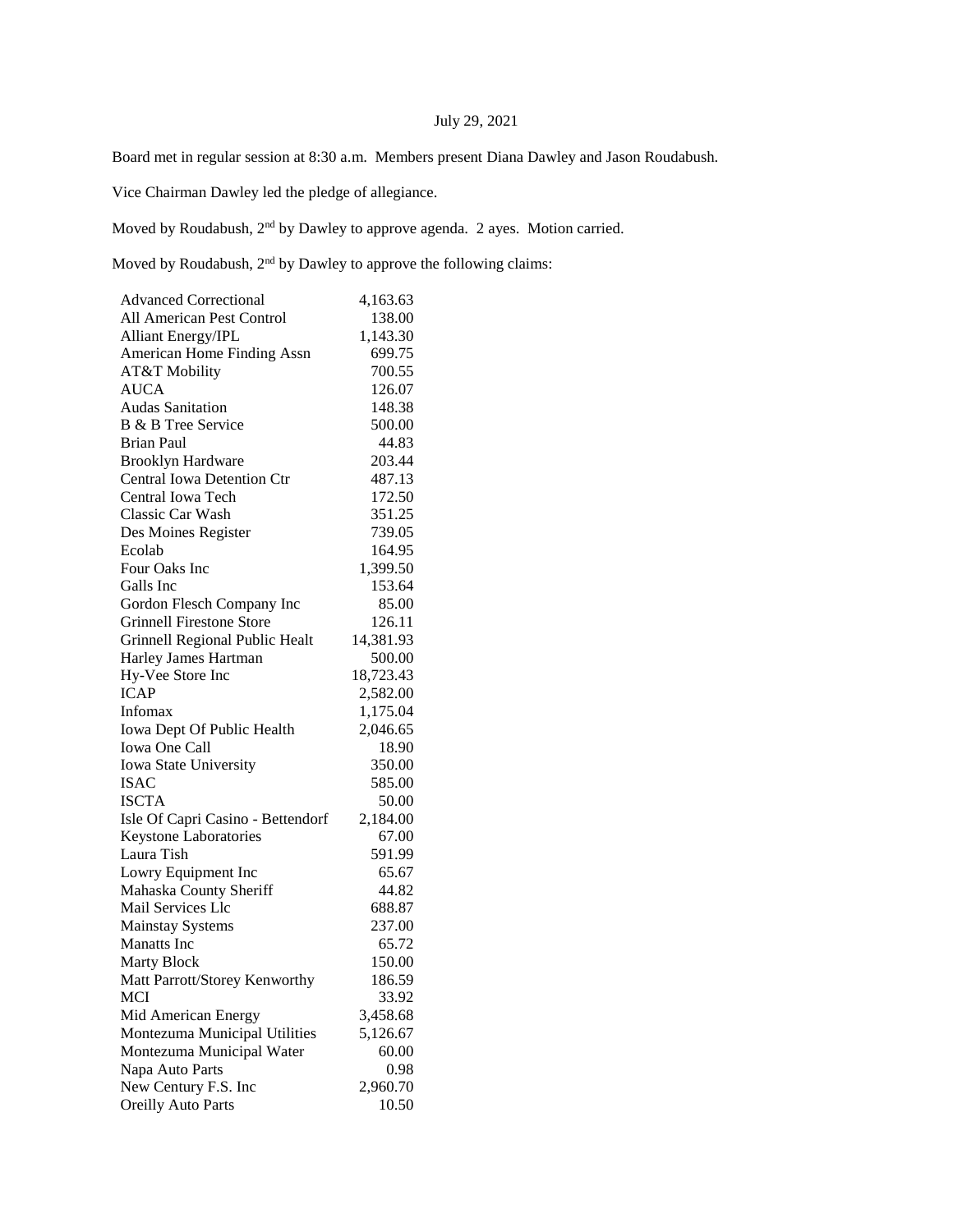July 29, 2021

Board met in regular session at 8:30 a.m. Members present Diana Dawley and Jason Roudabush.

Vice Chairman Dawley led the pledge of allegiance.

Moved by Roudabush, 2nd by Dawley to approve agenda. 2 ayes. Motion carried.

Moved by Roudabush, 2nd by Dawley to approve the following claims:

| | |
|---|---|
| Advanced Correctional | 4,163.63 |
| All American Pest Control | 138.00 |
| Alliant Energy/IPL | 1,143.30 |
| American Home Finding Assn | 699.75 |
| AT&T Mobility | 700.55 |
| AUCA | 126.07 |
| Audas Sanitation | 148.38 |
| B & B Tree Service | 500.00 |
| Brian Paul | 44.83 |
| Brooklyn Hardware | 203.44 |
| Central Iowa Detention Ctr | 487.13 |
| Central Iowa Tech | 172.50 |
| Classic Car Wash | 351.25 |
| Des Moines Register | 739.05 |
| Ecolab | 164.95 |
| Four Oaks Inc | 1,399.50 |
| Galls Inc | 153.64 |
| Gordon Flesch Company Inc | 85.00 |
| Grinnell Firestone Store | 126.11 |
| Grinnell Regional Public Healt | 14,381.93 |
| Harley James Hartman | 500.00 |
| Hy-Vee Store Inc | 18,723.43 |
| ICAP | 2,582.00 |
| Infomax | 1,175.04 |
| Iowa Dept Of Public Health | 2,046.65 |
| Iowa One Call | 18.90 |
| Iowa State University | 350.00 |
| ISAC | 585.00 |
| ISCTA | 50.00 |
| Isle Of Capri Casino - Bettendorf | 2,184.00 |
| Keystone Laboratories | 67.00 |
| Laura Tish | 591.99 |
| Lowry Equipment Inc | 65.67 |
| Mahaska County Sheriff | 44.82 |
| Mail Services Llc | 688.87 |
| Mainstay Systems | 237.00 |
| Manatts Inc | 65.72 |
| Marty Block | 150.00 |
| Matt Parrott/Storey Kenworthy | 186.59 |
| MCI | 33.92 |
| Mid American Energy | 3,458.68 |
| Montezuma Municipal Utilities | 5,126.67 |
| Montezuma Municipal Water | 60.00 |
| Napa Auto Parts | 0.98 |
| New Century F.S. Inc | 2,960.70 |
| Oreilly Auto Parts | 10.50 |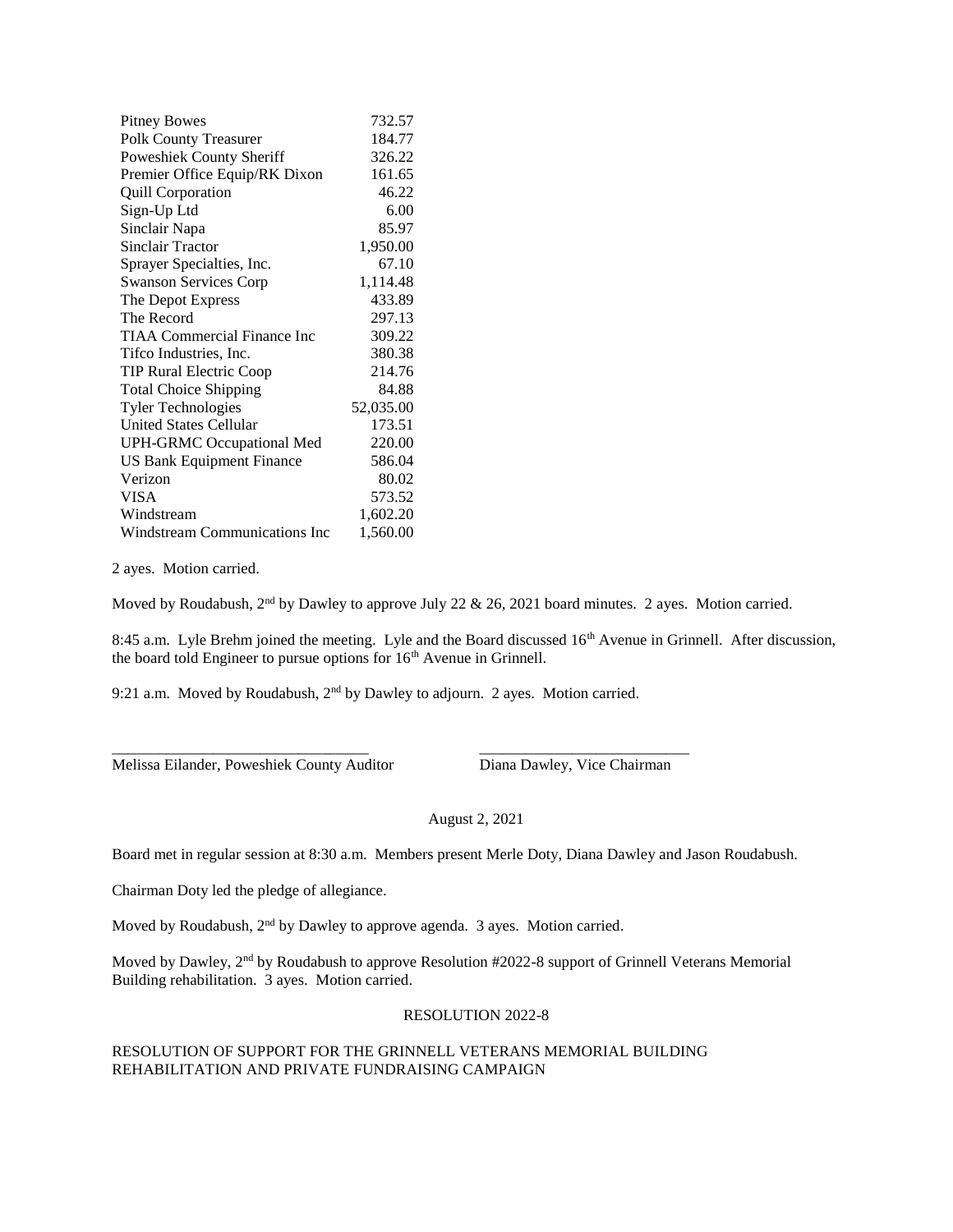| | |
|---|---|
| Pitney Bowes | 732.57 |
| Polk County Treasurer | 184.77 |
| Poweshiek County Sheriff | 326.22 |
| Premier Office Equip/RK Dixon | 161.65 |
| Quill Corporation | 46.22 |
| Sign-Up Ltd | 6.00 |
| Sinclair Napa | 85.97 |
| Sinclair Tractor | 1,950.00 |
| Sprayer Specialties, Inc. | 67.10 |
| Swanson Services Corp | 1,114.48 |
| The Depot Express | 433.89 |
| The Record | 297.13 |
| TIAA Commercial Finance Inc | 309.22 |
| Tifco Industries, Inc. | 380.38 |
| TIP Rural Electric Coop | 214.76 |
| Total Choice Shipping | 84.88 |
| Tyler Technologies | 52,035.00 |
| United States Cellular | 173.51 |
| UPH-GRMC Occupational Med | 220.00 |
| US Bank Equipment Finance | 586.04 |
| Verizon | 80.02 |
| VISA | 573.52 |
| Windstream | 1,602.20 |
| Windstream Communications Inc | 1,560.00 |

2 ayes. Motion carried.

Moved by Roudabush, 2nd by Dawley to approve July 22 & 26, 2021 board minutes. 2 ayes. Motion carried.

8:45 a.m. Lyle Brehm joined the meeting. Lyle and the Board discussed 16th Avenue in Grinnell. After discussion, the board told Engineer to pursue options for 16th Avenue in Grinnell.

9:21 a.m. Moved by Roudabush, 2nd by Dawley to adjourn. 2 ayes. Motion carried.

\_\_\_\_\_\_\_\_\_\_\_\_\_\_\_\_\_\_\_\_\_\_\_\_\_\_\_\_\_\_\_\_\_\_ \_\_\_\_\_\_\_\_\_\_\_\_\_\_\_\_\_\_\_\_\_\_\_\_\_\_\_\_
Melissa Eilander, Poweshiek County Auditor Diana Dawley, Vice Chairman

August 2, 2021

Board met in regular session at 8:30 a.m. Members present Merle Doty, Diana Dawley and Jason Roudabush.

Chairman Doty led the pledge of allegiance.

Moved by Roudabush, 2nd by Dawley to approve agenda. 3 ayes. Motion carried.

Moved by Dawley, 2nd by Roudabush to approve Resolution #2022-8 support of Grinnell Veterans Memorial Building rehabilitation. 3 ayes. Motion carried.

RESOLUTION 2022-8

RESOLUTION OF SUPPORT FOR THE GRINNELL VETERANS MEMORIAL BUILDING REHABILITATION AND PRIVATE FUNDRAISING CAMPAIGN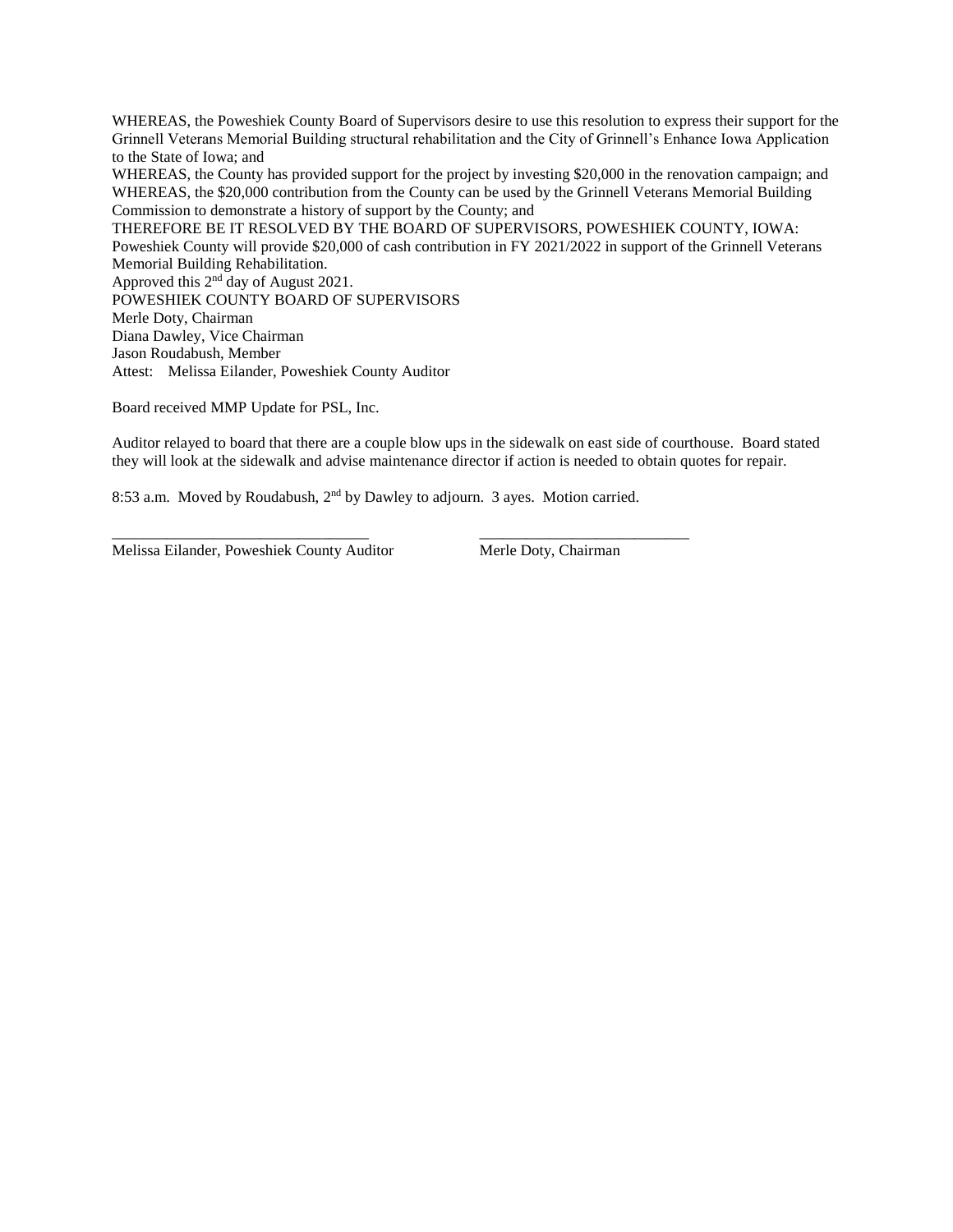WHEREAS, the Poweshiek County Board of Supervisors desire to use this resolution to express their support for the Grinnell Veterans Memorial Building structural rehabilitation and the City of Grinnell's Enhance Iowa Application to the State of Iowa; and

WHEREAS, the County has provided support for the project by investing $20,000 in the renovation campaign; and

WHEREAS, the $20,000 contribution from the County can be used by the Grinnell Veterans Memorial Building Commission to demonstrate a history of support by the County; and

THEREFORE BE IT RESOLVED BY THE BOARD OF SUPERVISORS, POWESHIEK COUNTY, IOWA:

Poweshiek County will provide $20,000 of cash contribution in FY 2021/2022 in support of the Grinnell Veterans Memorial Building Rehabilitation.

Approved this 2nd day of August 2021.

POWESHIEK COUNTY BOARD OF SUPERVISORS

Merle Doty, Chairman

Diana Dawley, Vice Chairman

Jason Roudabush, Member

Attest: Melissa Eilander, Poweshiek County Auditor

Board received MMP Update for PSL, Inc.

Auditor relayed to board that there are a couple blow ups in the sidewalk on east side of courthouse. Board stated they will look at the sidewalk and advise maintenance director if action is needed to obtain quotes for repair.

8:53 a.m. Moved by Roudabush, 2nd by Dawley to adjourn. 3 ayes. Motion carried.

\_\_\_\_\_\_\_\_\_\_\_\_\_\_\_\_\_\_\_\_\_\_\_\_\_\_\_\_\_\_\_\_ \_\_\_\_\_\_\_\_\_\_\_\_\_\_\_\_\_\_\_\_\_\_\_\_\_\_\_

Melissa Eilander, Poweshiek County Auditor Merle Doty, Chairman